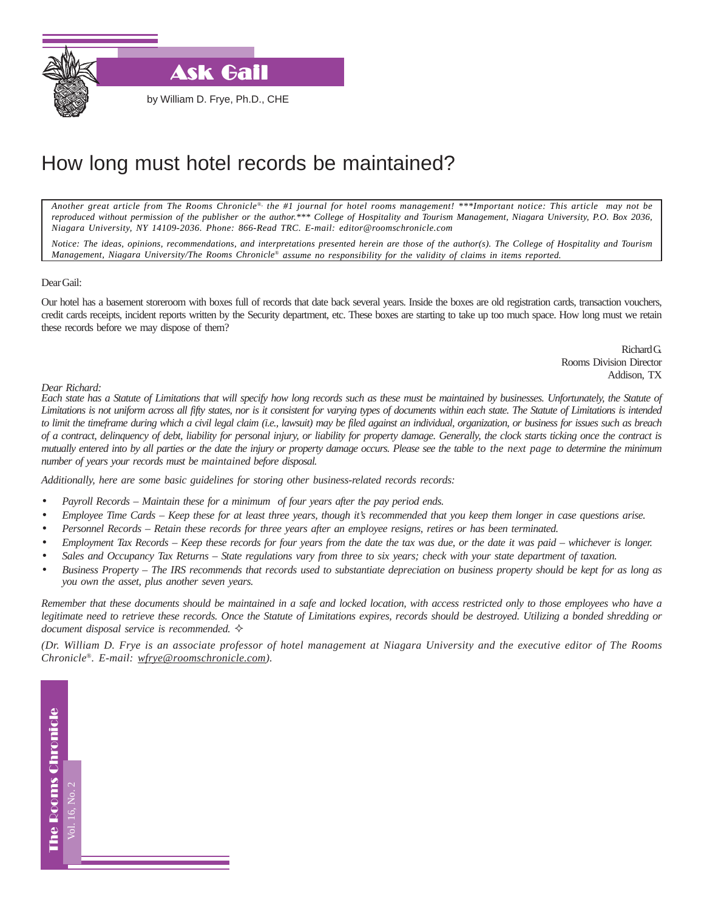# Ask Gail

by William D. Frye, Ph.D., CHE

## How long must hotel records be maintained?

*Another great article from The Rooms Chronicle®, the #1 journal for hotel rooms management! \*\*\*Important notice: This article may not be reproduced without permission of the publisher or the author.\*\*\* College of Hospitality and Tourism Management, Niagara University, P.O. Box 2036, Niagara University, NY 14109-2036. Phone: 866-Read TRC. E-mail: editor@roomschronicle.com*

*Notice: The ideas, opinions, recommendations, and interpretations presented herein are those of the author(s). The College of Hospitality and Tourism Management, Niagara University/The Rooms Chronicle® assume no responsibility for the validity of claims in items reported.*

Dear Gail:

Our hotel has a basement storeroom with boxes full of records that date back several years. Inside the boxes are old registration cards, transaction vouchers, credit cards receipts, incident reports written by the Security department, etc. These boxes are starting to take up too much space. How long must we retain these records before we may dispose of them?

Richard G.
Rooms Division Director
Addison, TX

*Dear Richard:*

*Each state has a Statute of Limitations that will specify how long records such as these must be maintained by businesses. Unfortunately, the Statute of Limitations is not uniform across all fifty states, nor is it consistent for varying types of documents within each state. The Statute of Limitations is intended to limit the timeframe during which a civil legal claim (i.e., lawsuit) may be filed against an individual, organization, or business for issues such as breach of a contract, delinquency of debt, liability for personal injury, or liability for property damage. Generally, the clock starts ticking once the contract is mutually entered into by all parties or the date the injury or property damage occurs. Please see the table to the next page to determine the minimum number of years your records must be maintained before disposal.*

*Additionally, here are some basic guidelines for storing other business-related records records:*

- *Payroll Records – Maintain these for a minimum of four years after the pay period ends.*
- *Employee Time Cards – Keep these for at least three years, though it's recommended that you keep them longer in case questions arise.*
- *Personnel Records – Retain these records for three years after an employee resigns, retires or has been terminated.*
- *Employment Tax Records – Keep these records for four years from the date the tax was due, or the date it was paid – whichever is longer.*
- *Sales and Occupancy Tax Returns – State regulations vary from three to six years; check with your state department of taxation.*
- *Business Property – The IRS recommends that records used to substantiate depreciation on business property should be kept for as long as you own the asset, plus another seven years.*

*Remember that these documents should be maintained in a safe and locked location, with access restricted only to those employees who have a legitimate need to retrieve these records. Once the Statute of Limitations expires, records should be destroyed. Utilizing a bonded shredding or document disposal service is recommended.* ✧

*(Dr. William D. Frye is an associate professor of hotel management at Niagara University and the executive editor of The Rooms Chronicle®. E-mail: wfrye@roomschronicle.com).*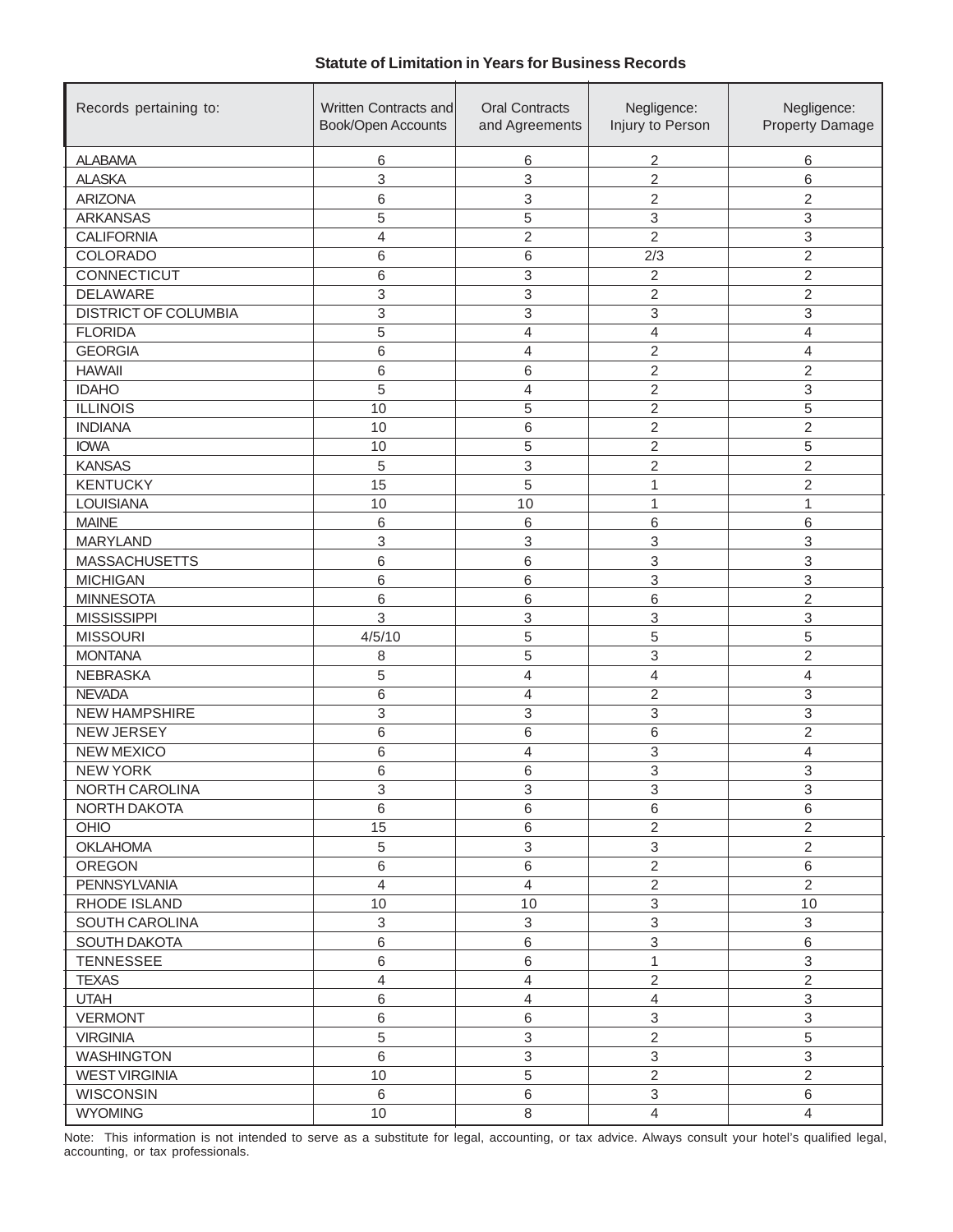**Statute of Limitation in Years for Business Records**

| Records pertaining to: | Written Contracts and Book/Open Accounts | Oral Contracts and Agreements | Negligence: Injury to Person | Negligence: Property Damage |
|---|---|---|---|---|
| ALABAMA | 6 | 6 | 2 | 6 |
| ALASKA | 3 | 3 | 2 | 6 |
| ARIZONA | 6 | 3 | 2 | 2 |
| ARKANSAS | 5 | 5 | 3 | 3 |
| CALIFORNIA | 4 | 2 | 2 | 3 |
| COLORADO | 6 | 6 | 2/3 | 2 |
| CONNECTICUT | 6 | 3 | 2 | 2 |
| DELAWARE | 3 | 3 | 2 | 2 |
| DISTRICT OF COLUMBIA | 3 | 3 | 3 | 3 |
| FLORIDA | 5 | 4 | 4 | 4 |
| GEORGIA | 6 | 4 | 2 | 4 |
| HAWAII | 6 | 6 | 2 | 2 |
| IDAHO | 5 | 4 | 2 | 3 |
| ILLINOIS | 10 | 5 | 2 | 5 |
| INDIANA | 10 | 6 | 2 | 2 |
| IOWA | 10 | 5 | 2 | 5 |
| KANSAS | 5 | 3 | 2 | 2 |
| KENTUCKY | 15 | 5 | 1 | 2 |
| LOUISIANA | 10 | 10 | 1 | 1 |
| MAINE | 6 | 6 | 6 | 6 |
| MARYLAND | 3 | 3 | 3 | 3 |
| MASSACHUSETTS | 6 | 6 | 3 | 3 |
| MICHIGAN | 6 | 6 | 3 | 3 |
| MINNESOTA | 6 | 6 | 6 | 2 |
| MISSISSIPPI | 3 | 3 | 3 | 3 |
| MISSOURI | 4/5/10 | 5 | 5 | 5 |
| MONTANA | 8 | 5 | 3 | 2 |
| NEBRASKA | 5 | 4 | 4 | 4 |
| NEVADA | 6 | 4 | 2 | 3 |
| NEW HAMPSHIRE | 3 | 3 | 3 | 3 |
| NEW JERSEY | 6 | 6 | 6 | 2 |
| NEW MEXICO | 6 | 4 | 3 | 4 |
| NEW YORK | 6 | 6 | 3 | 3 |
| NORTH CAROLINA | 3 | 3 | 3 | 3 |
| NORTH DAKOTA | 6 | 6 | 6 | 6 |
| OHIO | 15 | 6 | 2 | 2 |
| OKLAHOMA | 5 | 3 | 3 | 2 |
| OREGON | 6 | 6 | 2 | 6 |
| PENNSYLVANIA | 4 | 4 | 2 | 2 |
| RHODE ISLAND | 10 | 10 | 3 | 10 |
| SOUTH CAROLINA | 3 | 3 | 3 | 3 |
| SOUTH DAKOTA | 6 | 6 | 3 | 6 |
| TENNESSEE | 6 | 6 | 1 | 3 |
| TEXAS | 4 | 4 | 2 | 2 |
| UTAH | 6 | 4 | 4 | 3 |
| VERMONT | 6 | 6 | 3 | 3 |
| VIRGINIA | 5 | 3 | 2 | 5 |
| WASHINGTON | 6 | 3 | 3 | 3 |
| WEST VIRGINIA | 10 | 5 | 2 | 2 |
| WISCONSIN | 6 | 6 | 3 | 6 |
| WYOMING | 10 | 8 | 4 | 4 |

Note: This information is not intended to serve as a substitute for legal, accounting, or tax advice. Always consult your hotel's qualified legal, accounting, or tax professionals.